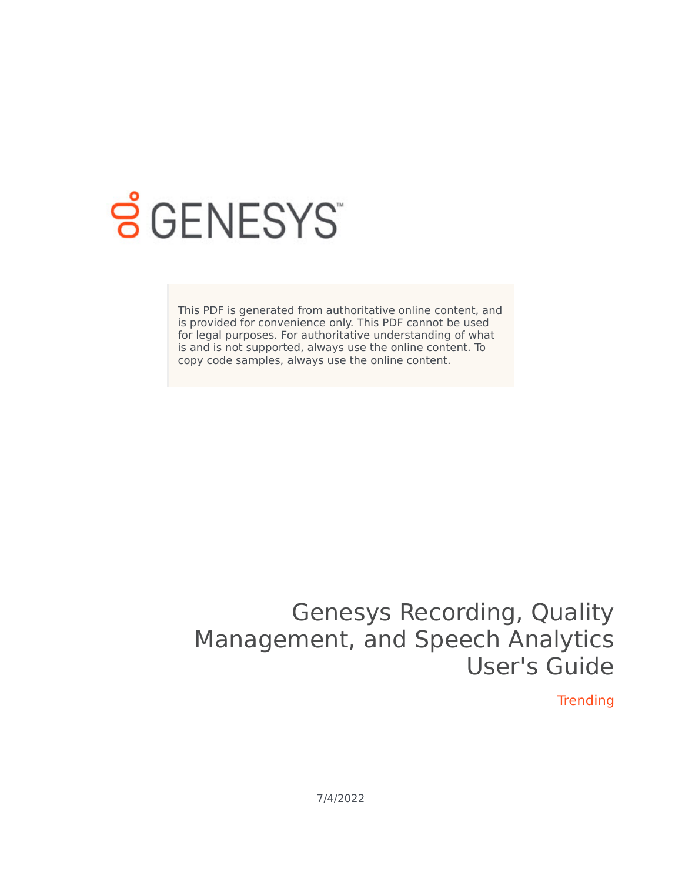GENESYS

This PDF is generated from authoritative online content, and is provided for convenience only. This PDF cannot be used for legal purposes. For authoritative understanding of what is and is not supported, always use the online content. To copy code samples, always use the online content.

# Genesys Recording, Quality Management, and Speech Analytics User's Guide

Trending

7/4/2022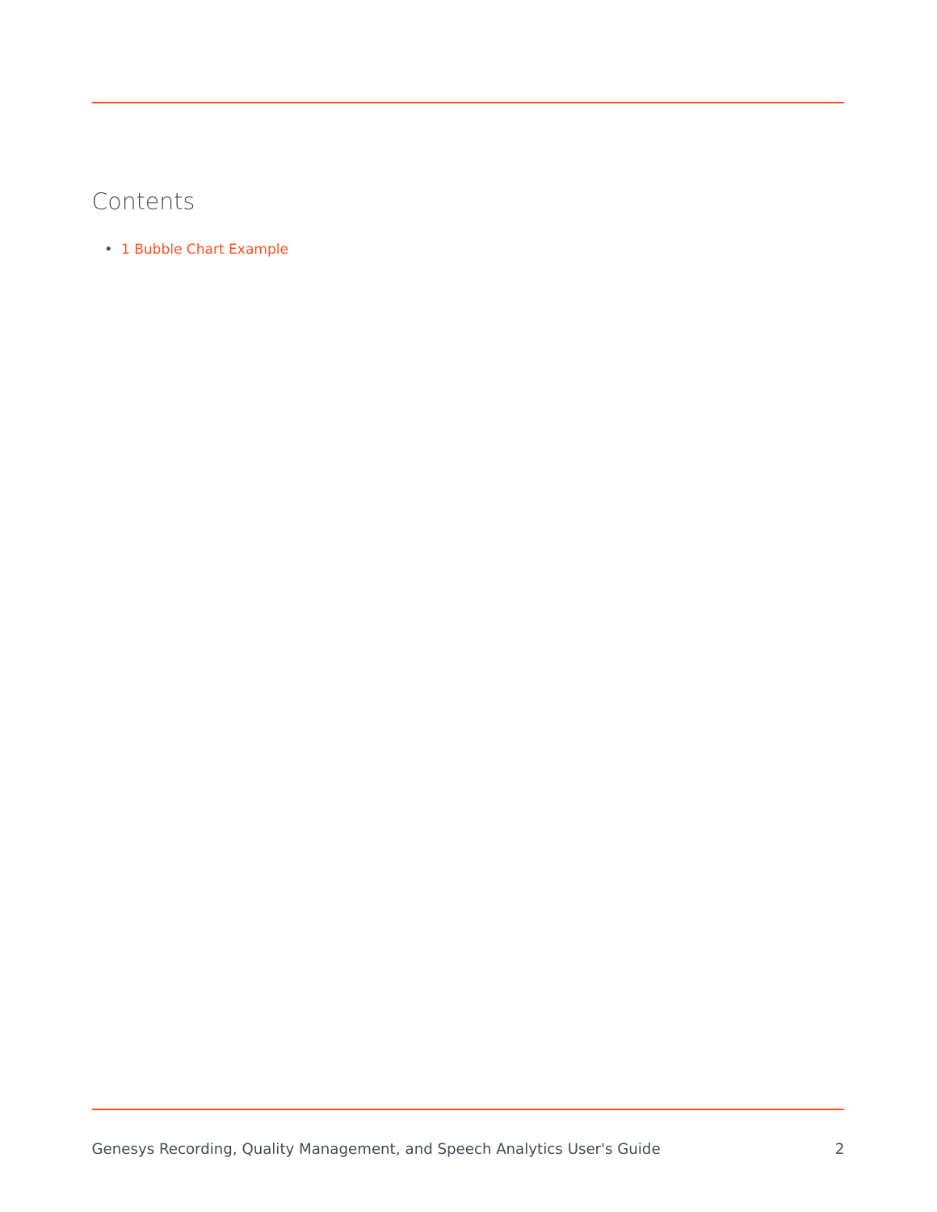## Contents

- 1 Bubble Chart Example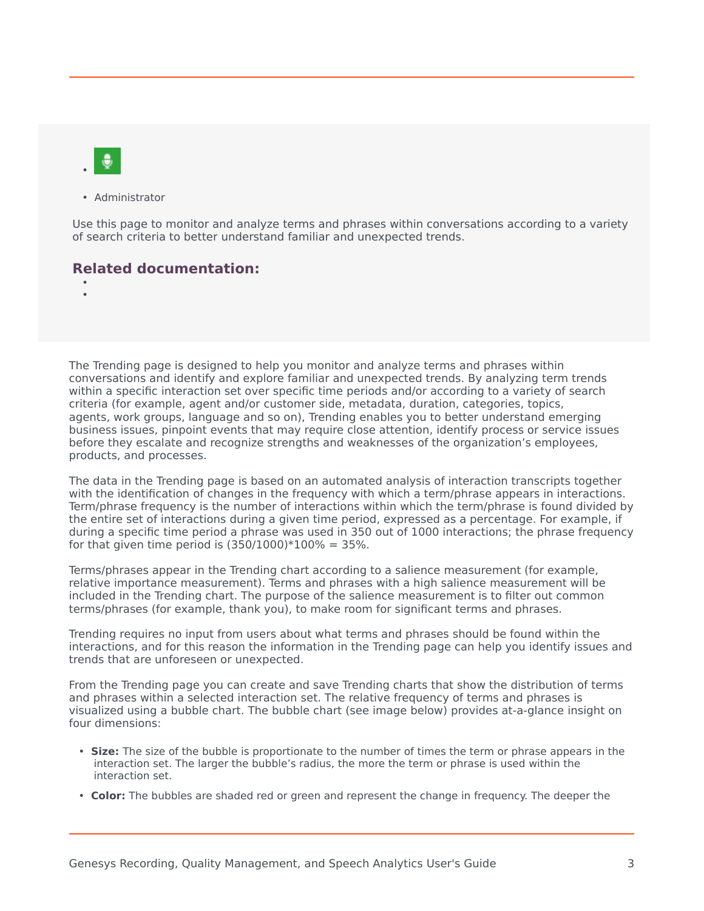- Administrator

Use this page to monitor and analyze terms and phrases within conversations according to a variety of search criteria to better understand familiar and unexpected trends.

## Related documentation:

The Trending page is designed to help you monitor and analyze terms and phrases within conversations and identify and explore familiar and unexpected trends. By analyzing term trends within a specific interaction set over specific time periods and/or according to a variety of search criteria (for example, agent and/or customer side, metadata, duration, categories, topics, agents, work groups, language and so on), Trending enables you to better understand emerging business issues, pinpoint events that may require close attention, identify process or service issues before they escalate and recognize strengths and weaknesses of the organization's employees, products, and processes.

The data in the Trending page is based on an automated analysis of interaction transcripts together with the identification of changes in the frequency with which a term/phrase appears in interactions. Term/phrase frequency is the number of interactions within which the term/phrase is found divided by the entire set of interactions during a given time period, expressed as a percentage. For example, if during a specific time period a phrase was used in 350 out of 1000 interactions; the phrase frequency for that given time period is (350/1000)*100% = 35%.

Terms/phrases appear in the Trending chart according to a salience measurement (for example, relative importance measurement). Terms and phrases with a high salience measurement will be included in the Trending chart. The purpose of the salience measurement is to filter out common terms/phrases (for example, thank you), to make room for significant terms and phrases.

Trending requires no input from users about what terms and phrases should be found within the interactions, and for this reason the information in the Trending page can help you identify issues and trends that are unforeseen or unexpected.

From the Trending page you can create and save Trending charts that show the distribution of terms and phrases within a selected interaction set. The relative frequency of terms and phrases is visualized using a bubble chart. The bubble chart (see image below) provides at-a-glance insight on four dimensions:

- **Size:** The size of the bubble is proportionate to the number of times the term or phrase appears in the interaction set. The larger the bubble's radius, the more the term or phrase is used within the interaction set.
- **Color:** The bubbles are shaded red or green and represent the change in frequency. The deeper the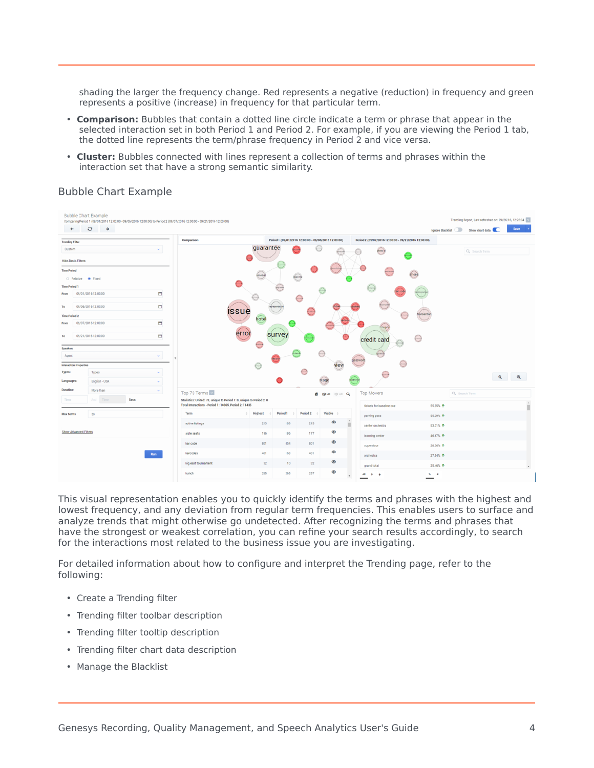shading the larger the frequency change. Red represents a negative (reduction) in frequency and green represents a positive (increase) in frequency for that particular term.

- **Comparison:** Bubbles that contain a dotted line circle indicate a term or phrase that appear in the selected interaction set in both Period 1 and Period 2. For example, if you are viewing the Period 1 tab, the dotted line represents the term/phrase frequency in Period 2 and vice versa.
- **Cluster:** Bubbles connected with lines represent a collection of terms and phrases within the interaction set that have a strong semantic similarity.

## Bubble Chart Example

This visual representation enables you to quickly identify the terms and phrases with the highest and lowest frequency, and any deviation from regular term frequencies. This enables users to surface and analyze trends that might otherwise go undetected. After recognizing the terms and phrases that have the strongest or weakest correlation, you can refine your search results accordingly, to search for the interactions most related to the business issue you are investigating.

For detailed information about how to configure and interpret the Trending page, refer to the following:

- Create a Trending filter
- Trending filter toolbar description
- Trending filter tooltip description
- Trending filter chart data description
- Manage the Blacklist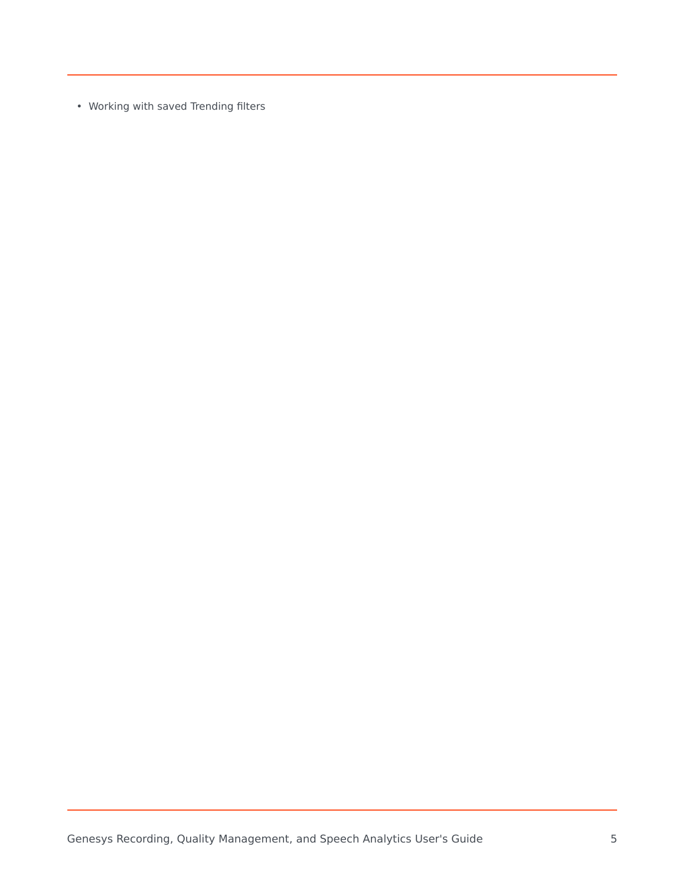- Working with saved Trending filters